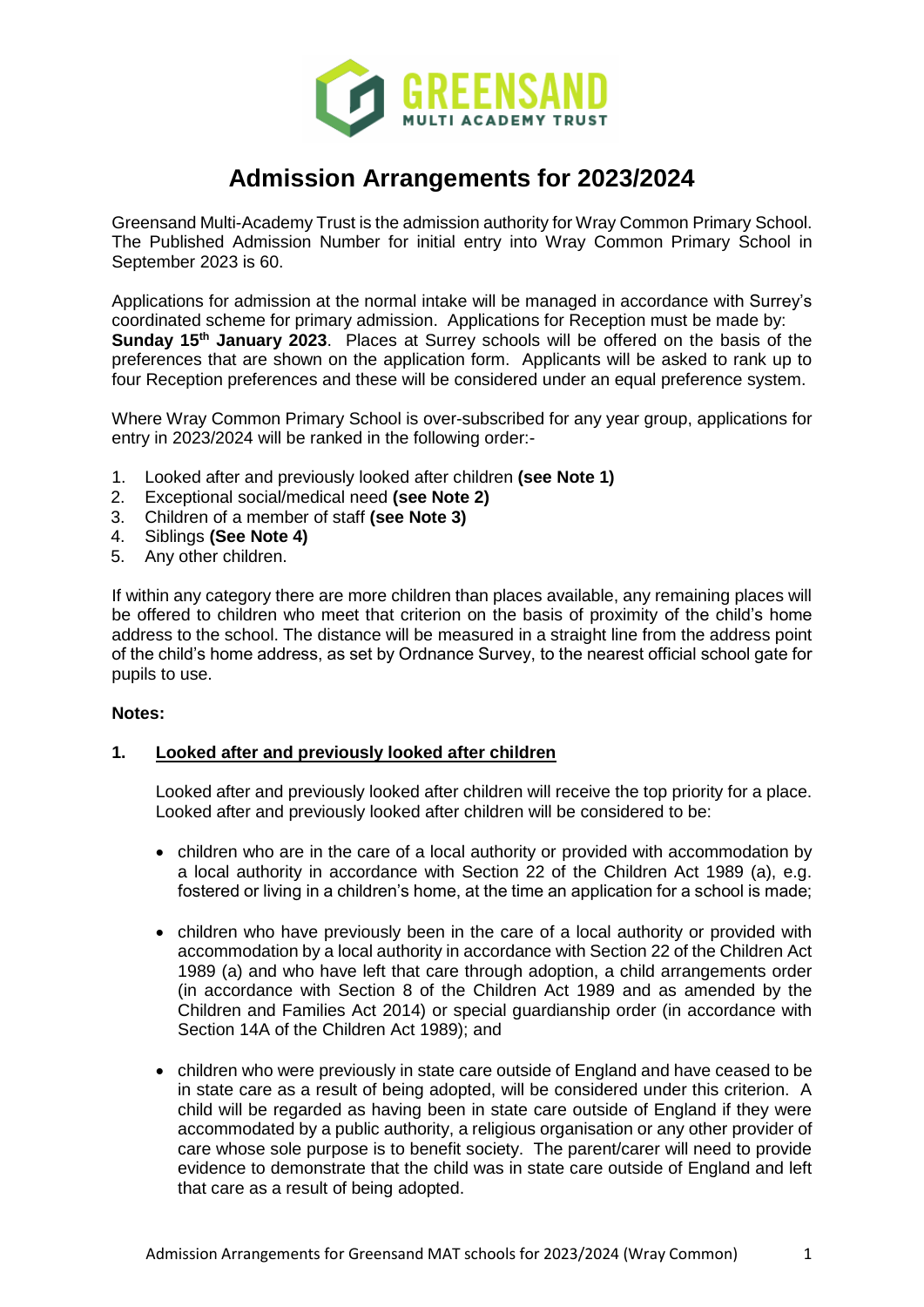# Admission Arrangements for 2023/2024

Greensand Multi-Academy Trust is the admission authority for Wray Common Primary School. The Published Admission Number for initial entry into Wray Common Primary School in September 2023 is 60.

Applications for admission at the normal intake will be managed in accordance with Surrey's coordinated scheme for primary admission. Applications for Reception must be made by: **Sunday 15th January 2023**. Places at Surrey schools will be offered on the basis of the preferences that are shown on the application form. Applicants will be asked to rank up to four Reception preferences and these will be considered under an equal preference system.

Where Wray Common Primary School is over-subscribed for any year group, applications for entry in 2023/2024 will be ranked in the following order:-

1. Looked after and previously looked after children **(see Note 1)**
2. Exceptional social/medical need **(see Note 2)**
3. Children of a member of staff **(see Note 3)**
4. Siblings **(See Note 4)**
5. Any other children.

If within any category there are more children than places available, any remaining places will be offered to children who meet that criterion on the basis of proximity of the child's home address to the school. The distance will be measured in a straight line from the address point of the child's home address, as set by Ordnance Survey, to the nearest official school gate for pupils to use.

**Notes:**

**1. Looked after and previously looked after children**

Looked after and previously looked after children will receive the top priority for a place. Looked after and previously looked after children will be considered to be:

- children who are in the care of a local authority or provided with accommodation by a local authority in accordance with Section 22 of the Children Act 1989 (a), e.g. fostered or living in a children's home, at the time an application for a school is made;
- children who have previously been in the care of a local authority or provided with accommodation by a local authority in accordance with Section 22 of the Children Act 1989 (a) and who have left that care through adoption, a child arrangements order (in accordance with Section 8 of the Children Act 1989 and as amended by the Children and Families Act 2014) or special guardianship order (in accordance with Section 14A of the Children Act 1989); and
- children who were previously in state care outside of England and have ceased to be in state care as a result of being adopted, will be considered under this criterion. A child will be regarded as having been in state care outside of England if they were accommodated by a public authority, a religious organisation or any other provider of care whose sole purpose is to benefit society. The parent/carer will need to provide evidence to demonstrate that the child was in state care outside of England and left that care as a result of being adopted.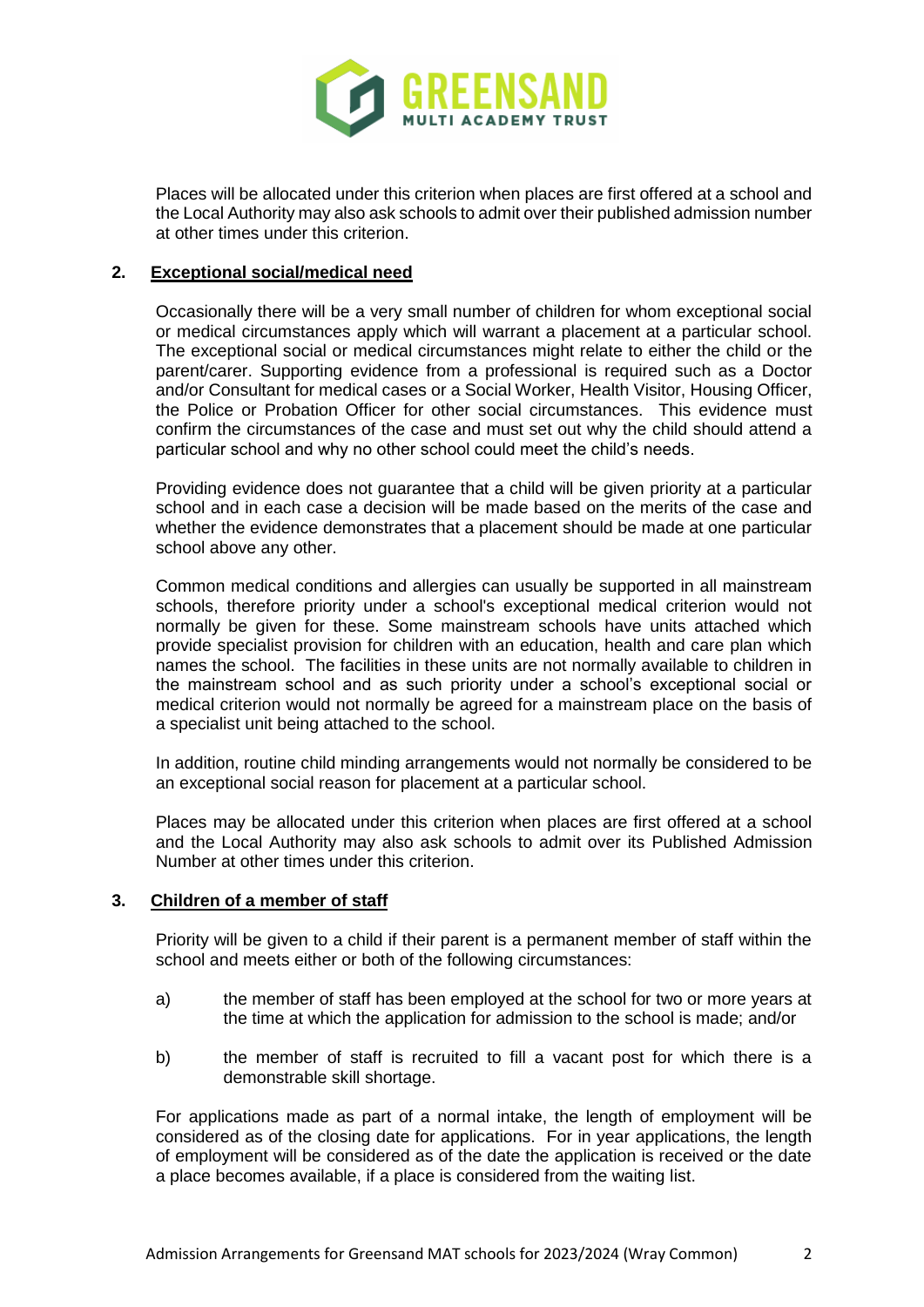Places will be allocated under this criterion when places are first offered at a school and the Local Authority may also ask schools to admit over their published admission number at other times under this criterion.

**2. Exceptional social/medical need**

Occasionally there will be a very small number of children for whom exceptional social or medical circumstances apply which will warrant a placement at a particular school. The exceptional social or medical circumstances might relate to either the child or the parent/carer. Supporting evidence from a professional is required such as a Doctor and/or Consultant for medical cases or a Social Worker, Health Visitor, Housing Officer, the Police or Probation Officer for other social circumstances. This evidence must confirm the circumstances of the case and must set out why the child should attend a particular school and why no other school could meet the child's needs.

Providing evidence does not guarantee that a child will be given priority at a particular school and in each case a decision will be made based on the merits of the case and whether the evidence demonstrates that a placement should be made at one particular school above any other.

Common medical conditions and allergies can usually be supported in all mainstream schools, therefore priority under a school's exceptional medical criterion would not normally be given for these. Some mainstream schools have units attached which provide specialist provision for children with an education, health and care plan which names the school. The facilities in these units are not normally available to children in the mainstream school and as such priority under a school's exceptional social or medical criterion would not normally be agreed for a mainstream place on the basis of a specialist unit being attached to the school.

In addition, routine child minding arrangements would not normally be considered to be an exceptional social reason for placement at a particular school.

Places may be allocated under this criterion when places are first offered at a school and the Local Authority may also ask schools to admit over its Published Admission Number at other times under this criterion.

**3. Children of a member of staff**

Priority will be given to a child if their parent is a permanent member of staff within the school and meets either or both of the following circumstances:

a) the member of staff has been employed at the school for two or more years at the time at which the application for admission to the school is made; and/or

b) the member of staff is recruited to fill a vacant post for which there is a demonstrable skill shortage.

For applications made as part of a normal intake, the length of employment will be considered as of the closing date for applications. For in year applications, the length of employment will be considered as of the date the application is received or the date a place becomes available, if a place is considered from the waiting list.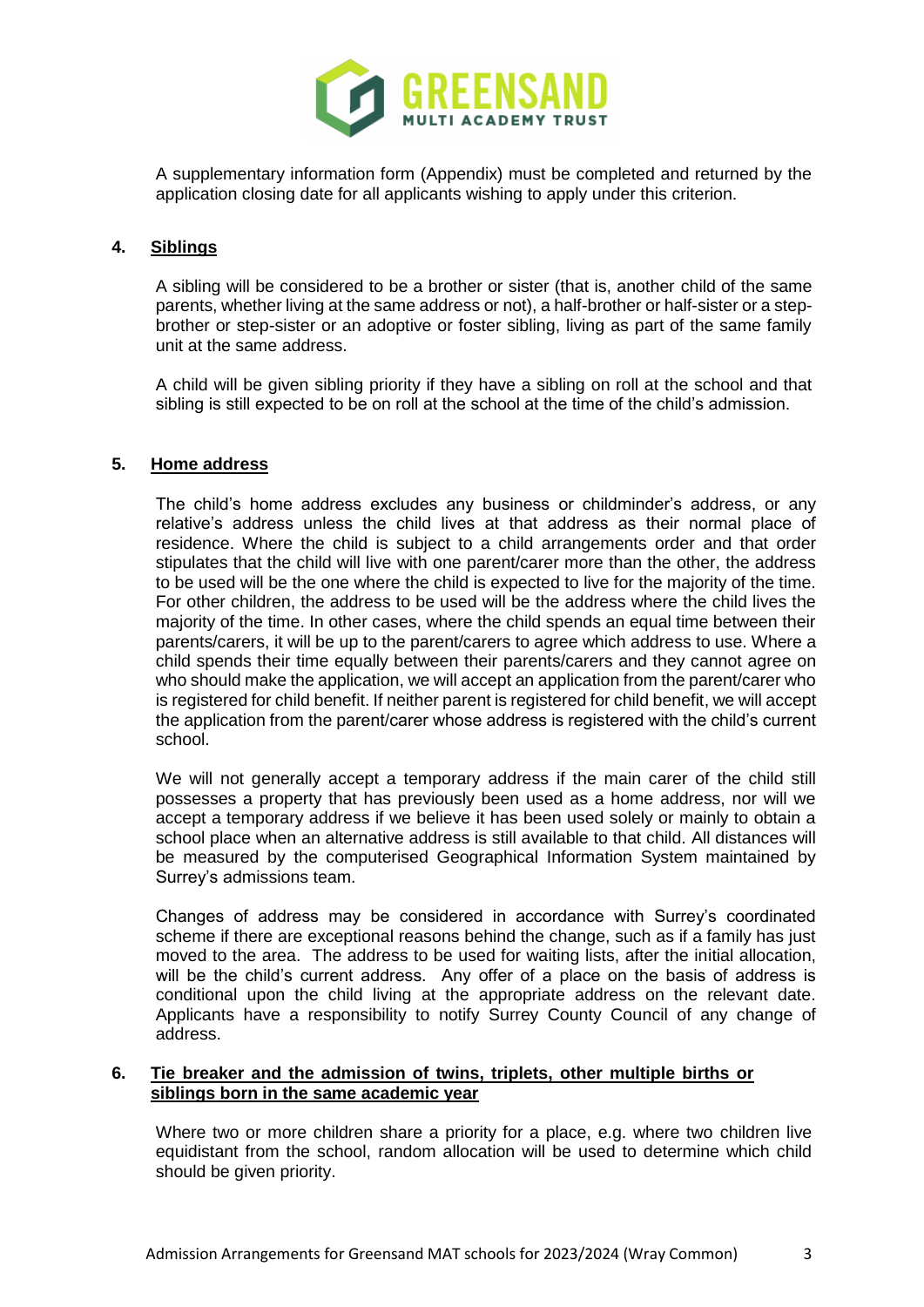A supplementary information form (Appendix) must be completed and returned by the application closing date for all applicants wishing to apply under this criterion.

**4. Siblings**

A sibling will be considered to be a brother or sister (that is, another child of the same parents, whether living at the same address or not), a half-brother or half-sister or a step-brother or step-sister or an adoptive or foster sibling, living as part of the same family unit at the same address.

A child will be given sibling priority if they have a sibling on roll at the school and that sibling is still expected to be on roll at the school at the time of the child's admission.

**5. Home address**

The child's home address excludes any business or childminder's address, or any relative's address unless the child lives at that address as their normal place of residence. Where the child is subject to a child arrangements order and that order stipulates that the child will live with one parent/carer more than the other, the address to be used will be the one where the child is expected to live for the majority of the time. For other children, the address to be used will be the address where the child lives the majority of the time. In other cases, where the child spends an equal time between their parents/carers, it will be up to the parent/carers to agree which address to use. Where a child spends their time equally between their parents/carers and they cannot agree on who should make the application, we will accept an application from the parent/carer who is registered for child benefit. If neither parent is registered for child benefit, we will accept the application from the parent/carer whose address is registered with the child's current school.

We will not generally accept a temporary address if the main carer of the child still possesses a property that has previously been used as a home address, nor will we accept a temporary address if we believe it has been used solely or mainly to obtain a school place when an alternative address is still available to that child. All distances will be measured by the computerised Geographical Information System maintained by Surrey's admissions team.

Changes of address may be considered in accordance with Surrey's coordinated scheme if there are exceptional reasons behind the change, such as if a family has just moved to the area. The address to be used for waiting lists, after the initial allocation, will be the child's current address. Any offer of a place on the basis of address is conditional upon the child living at the appropriate address on the relevant date. Applicants have a responsibility to notify Surrey County Council of any change of address.

**6. Tie breaker and the admission of twins, triplets, other multiple births or siblings born in the same academic year**

Where two or more children share a priority for a place, e.g. where two children live equidistant from the school, random allocation will be used to determine which child should be given priority.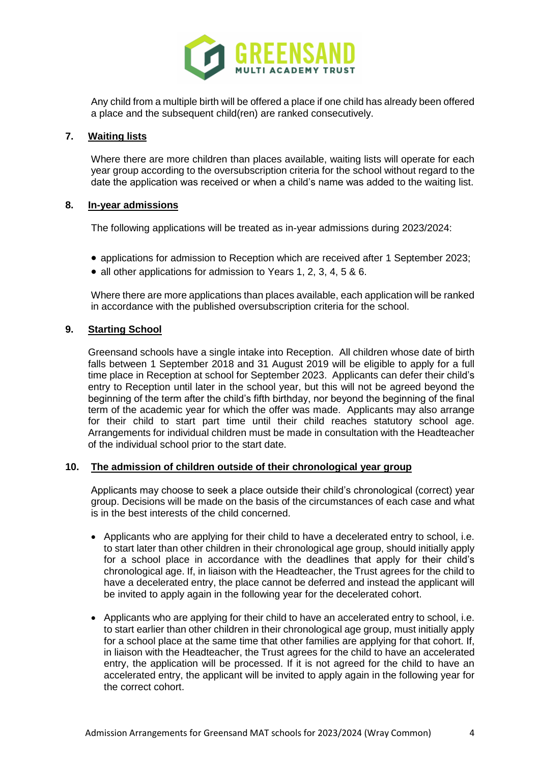Any child from a multiple birth will be offered a place if one child has already been offered a place and the subsequent child(ren) are ranked consecutively.

## 7. Waiting lists

Where there are more children than places available, waiting lists will operate for each year group according to the oversubscription criteria for the school without regard to the date the application was received or when a child's name was added to the waiting list.

## 8. In-year admissions

The following applications will be treated as in-year admissions during 2023/2024:

- applications for admission to Reception which are received after 1 September 2023;
- all other applications for admission to Years 1, 2, 3, 4, 5 & 6.

Where there are more applications than places available, each application will be ranked in accordance with the published oversubscription criteria for the school.

## 9. Starting School

Greensand schools have a single intake into Reception. All children whose date of birth falls between 1 September 2018 and 31 August 2019 will be eligible to apply for a full time place in Reception at school for September 2023. Applicants can defer their child's entry to Reception until later in the school year, but this will not be agreed beyond the beginning of the term after the child's fifth birthday, nor beyond the beginning of the final term of the academic year for which the offer was made. Applicants may also arrange for their child to start part time until their child reaches statutory school age. Arrangements for individual children must be made in consultation with the Headteacher of the individual school prior to the start date.

## 10. The admission of children outside of their chronological year group

Applicants may choose to seek a place outside their child's chronological (correct) year group. Decisions will be made on the basis of the circumstances of each case and what is in the best interests of the child concerned.

- Applicants who are applying for their child to have a decelerated entry to school, i.e. to start later than other children in their chronological age group, should initially apply for a school place in accordance with the deadlines that apply for their child's chronological age. If, in liaison with the Headteacher, the Trust agrees for the child to have a decelerated entry, the place cannot be deferred and instead the applicant will be invited to apply again in the following year for the decelerated cohort.

- Applicants who are applying for their child to have an accelerated entry to school, i.e. to start earlier than other children in their chronological age group, must initially apply for a school place at the same time that other families are applying for that cohort. If, in liaison with the Headteacher, the Trust agrees for the child to have an accelerated entry, the application will be processed. If it is not agreed for the child to have an accelerated entry, the applicant will be invited to apply again in the following year for the correct cohort.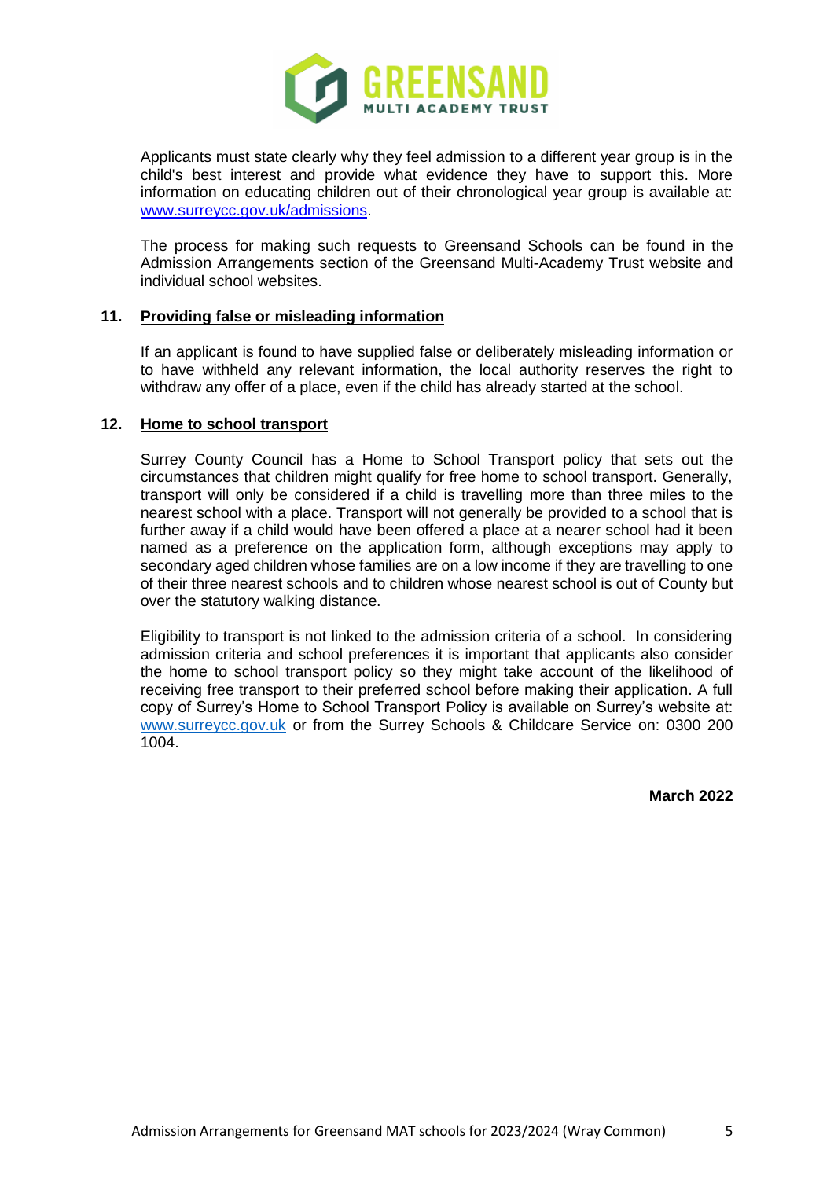Applicants must state clearly why they feel admission to a different year group is in the child's best interest and provide what evidence they have to support this. More information on educating children out of their chronological year group is available at: www.surreycc.gov.uk/admissions.

The process for making such requests to Greensand Schools can be found in the Admission Arrangements section of the Greensand Multi-Academy Trust website and individual school websites.

## 11. Providing false or misleading information

If an applicant is found to have supplied false or deliberately misleading information or to have withheld any relevant information, the local authority reserves the right to withdraw any offer of a place, even if the child has already started at the school.

## 12. Home to school transport

Surrey County Council has a Home to School Transport policy that sets out the circumstances that children might qualify for free home to school transport. Generally, transport will only be considered if a child is travelling more than three miles to the nearest school with a place. Transport will not generally be provided to a school that is further away if a child would have been offered a place at a nearer school had it been named as a preference on the application form, although exceptions may apply to secondary aged children whose families are on a low income if they are travelling to one of their three nearest schools and to children whose nearest school is out of County but over the statutory walking distance.

Eligibility to transport is not linked to the admission criteria of a school. In considering admission criteria and school preferences it is important that applicants also consider the home to school transport policy so they might take account of the likelihood of receiving free transport to their preferred school before making their application. A full copy of Surrey's Home to School Transport Policy is available on Surrey's website at: www.surreycc.gov.uk or from the Surrey Schools & Childcare Service on: 0300 200 1004.

**March 2022**